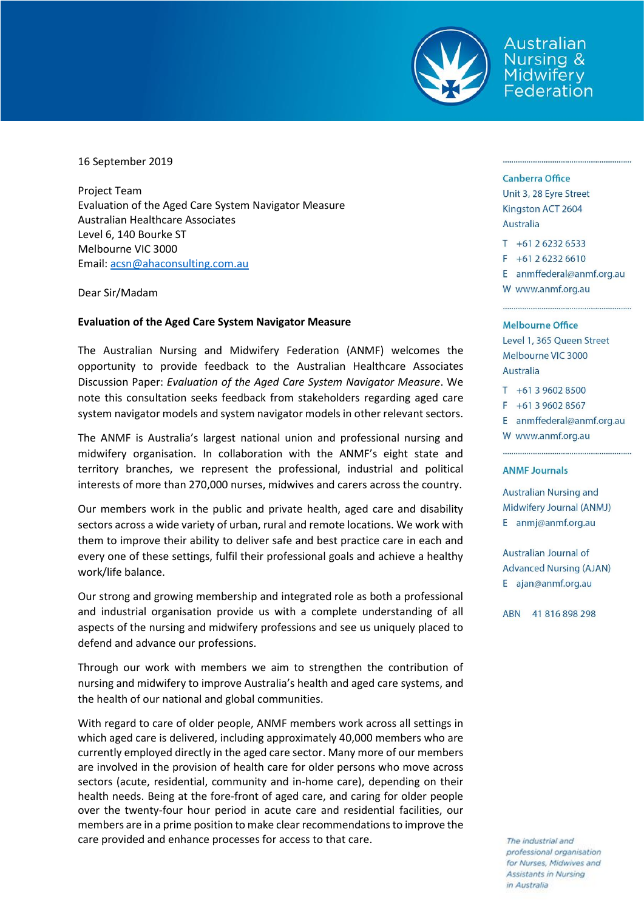Australian Nursing & Midwifery Federation

16 September 2019

Project Team
Evaluation of the Aged Care System Navigator Measure
Australian Healthcare Associates
Level 6, 140 Bourke ST
Melbourne VIC 3000
Email: acsn@ahaconsulting.com.au

Dear Sir/Madam

**Evaluation of the Aged Care System Navigator Measure**

The Australian Nursing and Midwifery Federation (ANMF) welcomes the opportunity to provide feedback to the Australian Healthcare Associates Discussion Paper: *Evaluation of the Aged Care System Navigator Measure*. We note this consultation seeks feedback from stakeholders regarding aged care system navigator models and system navigator models in other relevant sectors.

The ANMF is Australia's largest national union and professional nursing and midwifery organisation. In collaboration with the ANMF's eight state and territory branches, we represent the professional, industrial and political interests of more than 270,000 nurses, midwives and carers across the country.

Our members work in the public and private health, aged care and disability sectors across a wide variety of urban, rural and remote locations. We work with them to improve their ability to deliver safe and best practice care in each and every one of these settings, fulfil their professional goals and achieve a healthy work/life balance.

Our strong and growing membership and integrated role as both a professional and industrial organisation provide us with a complete understanding of all aspects of the nursing and midwifery professions and see us uniquely placed to defend and advance our professions.

Through our work with members we aim to strengthen the contribution of nursing and midwifery to improve Australia's health and aged care systems, and the health of our national and global communities.

With regard to care of older people, ANMF members work across all settings in which aged care is delivered, including approximately 40,000 members who are currently employed directly in the aged care sector. Many more of our members are involved in the provision of health care for older persons who move across sectors (acute, residential, community and in-home care), depending on their health needs. Being at the fore-front of aged care, and caring for older people over the twenty-four hour period in acute care and residential facilities, our members are in a prime position to make clear recommendations to improve the care provided and enhance processes for access to that care.

**Canberra Office**
Unit 3, 28 Eyre Street
Kingston ACT 2604
Australia
T +61 2 6232 6533
F +61 2 6232 6610
E anmffederal@anmf.org.au
W www.anmf.org.au

**Melbourne Office**
Level 1, 365 Queen Street
Melbourne VIC 3000
Australia
T +61 3 9602 8500
F +61 3 9602 8567
E anmffederal@anmf.org.au
W www.anmf.org.au

**ANMF Journals**

Australian Nursing and Midwifery Journal (ANMJ)
E anmj@anmf.org.au

Australian Journal of Advanced Nursing (AJAN)
E ajan@anmf.org.au

ABN 41 816 898 298

*The industrial and professional organisation for Nurses, Midwives and Assistants in Nursing in Australia*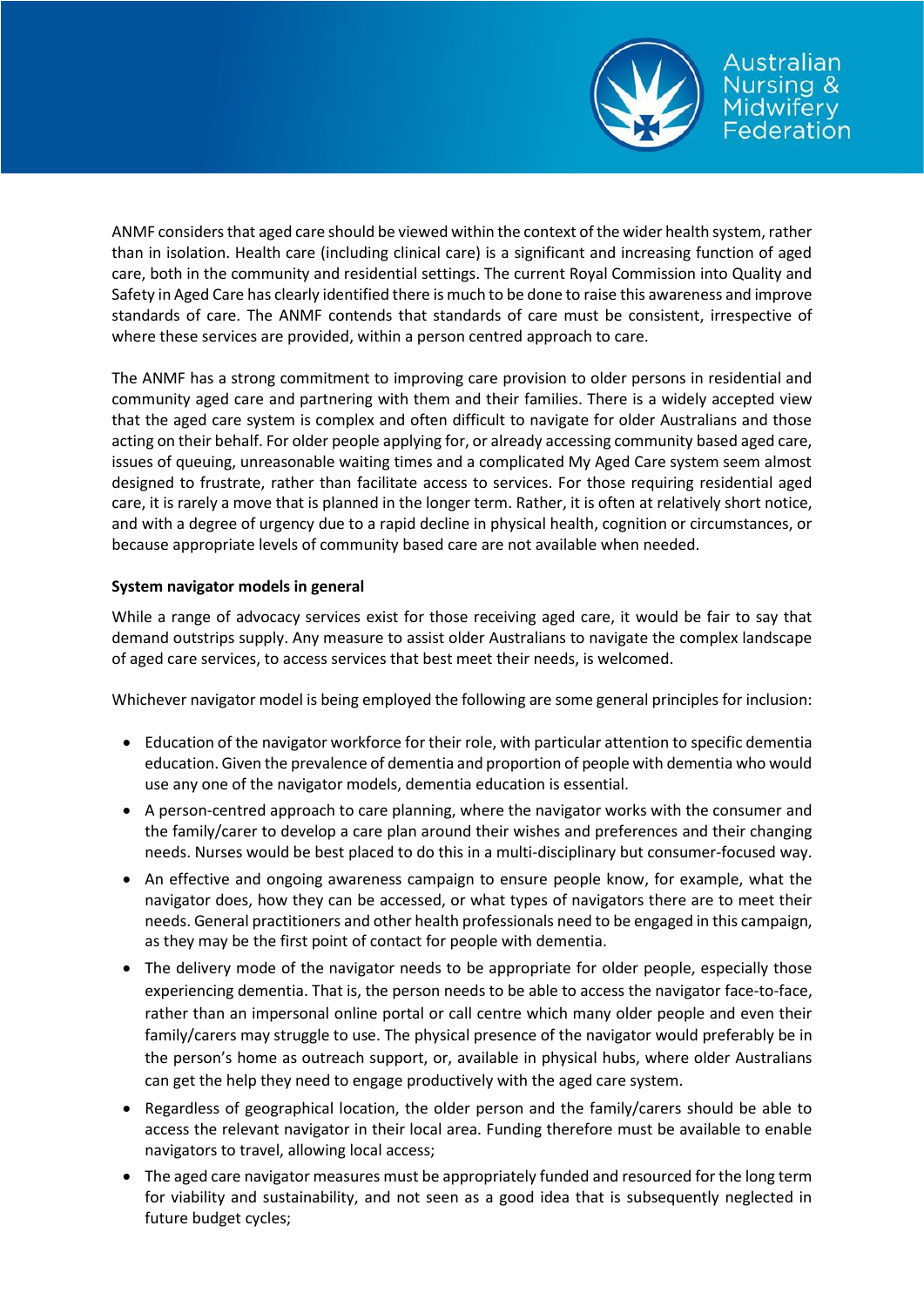ANMF considers that aged care should be viewed within the context of the wider health system, rather than in isolation. Health care (including clinical care) is a significant and increasing function of aged care, both in the community and residential settings. The current Royal Commission into Quality and Safety in Aged Care has clearly identified there is much to be done to raise this awareness and improve standards of care. The ANMF contends that standards of care must be consistent, irrespective of where these services are provided, within a person centred approach to care.

The ANMF has a strong commitment to improving care provision to older persons in residential and community aged care and partnering with them and their families. There is a widely accepted view that the aged care system is complex and often difficult to navigate for older Australians and those acting on their behalf. For older people applying for, or already accessing community based aged care, issues of queuing, unreasonable waiting times and a complicated My Aged Care system seem almost designed to frustrate, rather than facilitate access to services. For those requiring residential aged care, it is rarely a move that is planned in the longer term. Rather, it is often at relatively short notice, and with a degree of urgency due to a rapid decline in physical health, cognition or circumstances, or because appropriate levels of community based care are not available when needed.

**System navigator models in general**

While a range of advocacy services exist for those receiving aged care, it would be fair to say that demand outstrips supply. Any measure to assist older Australians to navigate the complex landscape of aged care services, to access services that best meet their needs, is welcomed.

Whichever navigator model is being employed the following are some general principles for inclusion:

- Education of the navigator workforce for their role, with particular attention to specific dementia education. Given the prevalence of dementia and proportion of people with dementia who would use any one of the navigator models, dementia education is essential.
- A person-centred approach to care planning, where the navigator works with the consumer and the family/carer to develop a care plan around their wishes and preferences and their changing needs. Nurses would be best placed to do this in a multi-disciplinary but consumer-focused way.
- An effective and ongoing awareness campaign to ensure people know, for example, what the navigator does, how they can be accessed, or what types of navigators there are to meet their needs. General practitioners and other health professionals need to be engaged in this campaign, as they may be the first point of contact for people with dementia.
- The delivery mode of the navigator needs to be appropriate for older people, especially those experiencing dementia. That is, the person needs to be able to access the navigator face-to-face, rather than an impersonal online portal or call centre which many older people and even their family/carers may struggle to use. The physical presence of the navigator would preferably be in the person's home as outreach support, or, available in physical hubs, where older Australians can get the help they need to engage productively with the aged care system.
- Regardless of geographical location, the older person and the family/carers should be able to access the relevant navigator in their local area. Funding therefore must be available to enable navigators to travel, allowing local access;
- The aged care navigator measures must be appropriately funded and resourced for the long term for viability and sustainability, and not seen as a good idea that is subsequently neglected in future budget cycles;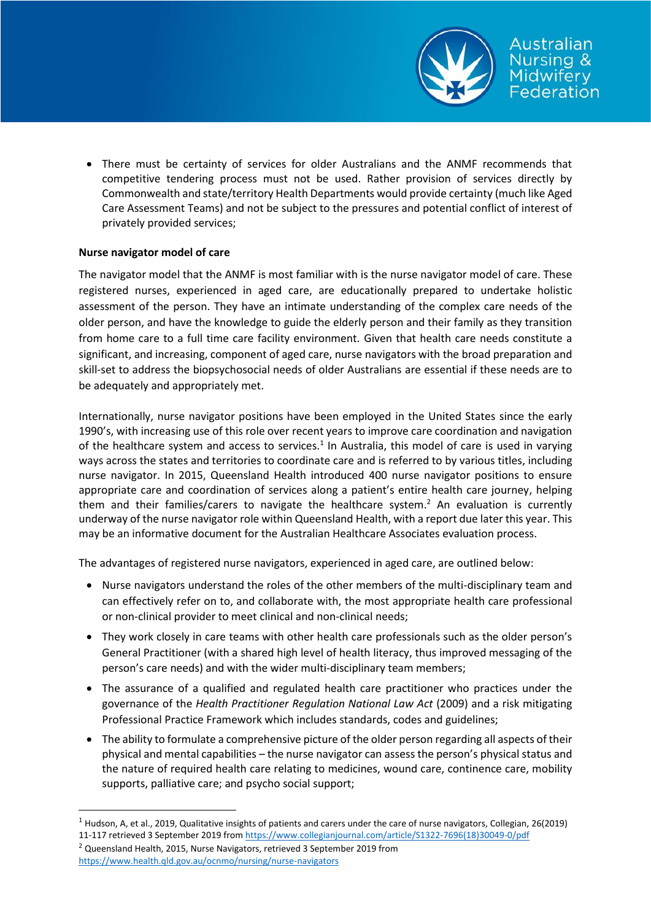- There must be certainty of services for older Australians and the ANMF recommends that competitive tendering process must not be used. Rather provision of services directly by Commonwealth and state/territory Health Departments would provide certainty (much like Aged Care Assessment Teams) and not be subject to the pressures and potential conflict of interest of privately provided services;

**Nurse navigator model of care**

The navigator model that the ANMF is most familiar with is the nurse navigator model of care. These registered nurses, experienced in aged care, are educationally prepared to undertake holistic assessment of the person. They have an intimate understanding of the complex care needs of the older person, and have the knowledge to guide the elderly person and their family as they transition from home care to a full time care facility environment. Given that health care needs constitute a significant, and increasing, component of aged care, nurse navigators with the broad preparation and skill-set to address the biopsychosocial needs of older Australians are essential if these needs are to be adequately and appropriately met.

Internationally, nurse navigator positions have been employed in the United States since the early 1990's, with increasing use of this role over recent years to improve care coordination and navigation of the healthcare system and access to services.[1] In Australia, this model of care is used in varying ways across the states and territories to coordinate care and is referred to by various titles, including nurse navigator. In 2015, Queensland Health introduced 400 nurse navigator positions to ensure appropriate care and coordination of services along a patient's entire health care journey, helping them and their families/carers to navigate the healthcare system.[2] An evaluation is currently underway of the nurse navigator role within Queensland Health, with a report due later this year. This may be an informative document for the Australian Healthcare Associates evaluation process.

The advantages of registered nurse navigators, experienced in aged care, are outlined below:

- Nurse navigators understand the roles of the other members of the multi-disciplinary team and can effectively refer on to, and collaborate with, the most appropriate health care professional or non-clinical provider to meet clinical and non-clinical needs;
- They work closely in care teams with other health care professionals such as the older person's General Practitioner (with a shared high level of health literacy, thus improved messaging of the person's care needs) and with the wider multi-disciplinary team members;
- The assurance of a qualified and regulated health care practitioner who practices under the governance of the *Health Practitioner Regulation National Law Act* (2009) and a risk mitigating Professional Practice Framework which includes standards, codes and guidelines;
- The ability to formulate a comprehensive picture of the older person regarding all aspects of their physical and mental capabilities – the nurse navigator can assess the person's physical status and the nature of required health care relating to medicines, wound care, continence care, mobility supports, palliative care; and psycho social support;

---

[1] Hudson, A, et al., 2019, Qualitative insights of patients and carers under the care of nurse navigators, Collegian, 26(2019) 11-117 retrieved 3 September 2019 from https://www.collegianjournal.com/article/S1322-7696(18)30049-0/pdf

[2] Queensland Health, 2015, Nurse Navigators, retrieved 3 September 2019 from https://www.health.qld.gov.au/ocnmo/nursing/nurse-navigators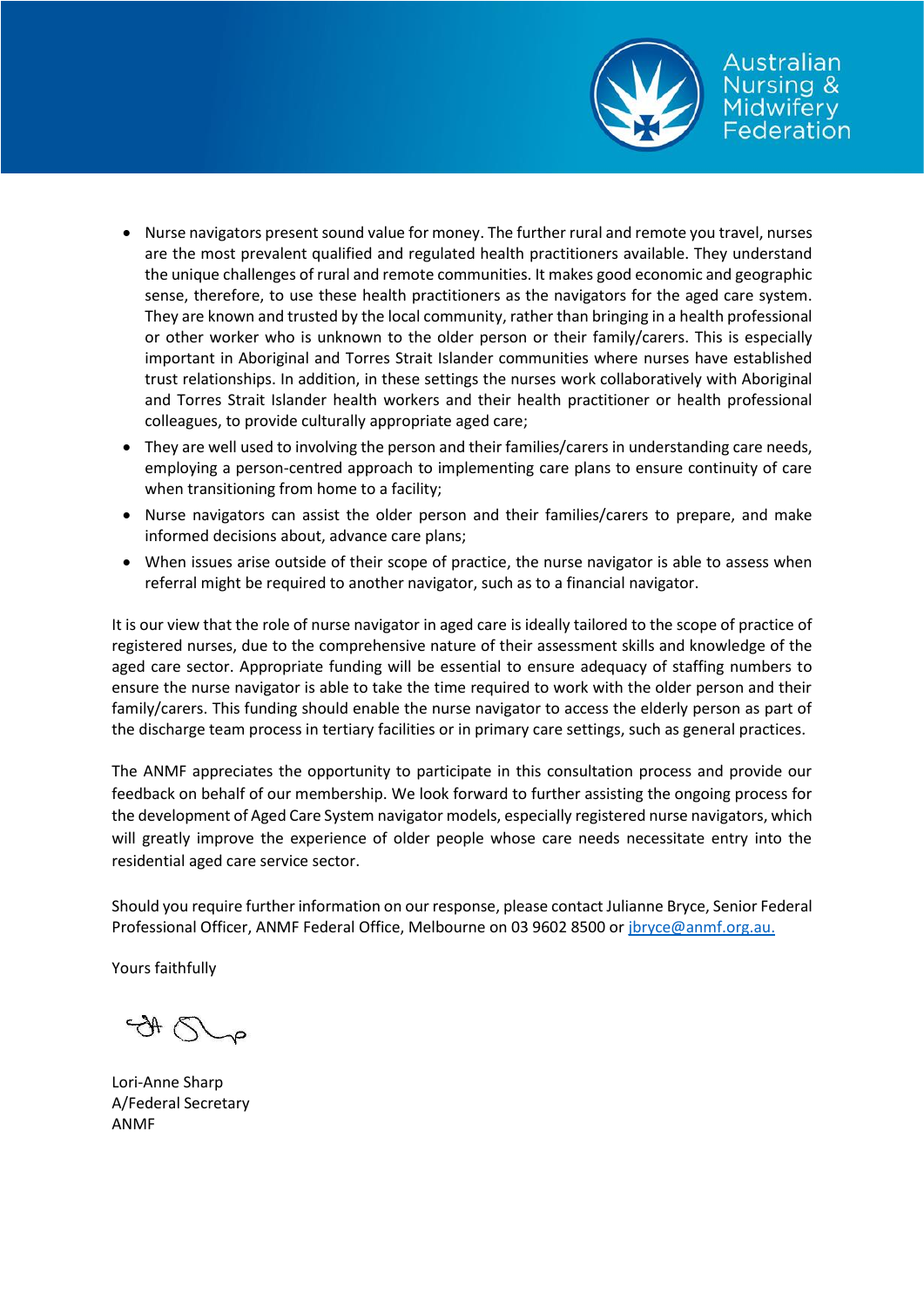- Nurse navigators present sound value for money. The further rural and remote you travel, nurses are the most prevalent qualified and regulated health practitioners available. They understand the unique challenges of rural and remote communities. It makes good economic and geographic sense, therefore, to use these health practitioners as the navigators for the aged care system. They are known and trusted by the local community, rather than bringing in a health professional or other worker who is unknown to the older person or their family/carers. This is especially important in Aboriginal and Torres Strait Islander communities where nurses have established trust relationships. In addition, in these settings the nurses work collaboratively with Aboriginal and Torres Strait Islander health workers and their health practitioner or health professional colleagues, to provide culturally appropriate aged care;
- They are well used to involving the person and their families/carers in understanding care needs, employing a person-centred approach to implementing care plans to ensure continuity of care when transitioning from home to a facility;
- Nurse navigators can assist the older person and their families/carers to prepare, and make informed decisions about, advance care plans;
- When issues arise outside of their scope of practice, the nurse navigator is able to assess when referral might be required to another navigator, such as to a financial navigator.

It is our view that the role of nurse navigator in aged care is ideally tailored to the scope of practice of registered nurses, due to the comprehensive nature of their assessment skills and knowledge of the aged care sector. Appropriate funding will be essential to ensure adequacy of staffing numbers to ensure the nurse navigator is able to take the time required to work with the older person and their family/carers. This funding should enable the nurse navigator to access the elderly person as part of the discharge team process in tertiary facilities or in primary care settings, such as general practices.

The ANMF appreciates the opportunity to participate in this consultation process and provide our feedback on behalf of our membership. We look forward to further assisting the ongoing process for the development of Aged Care System navigator models, especially registered nurse navigators, which will greatly improve the experience of older people whose care needs necessitate entry into the residential aged care service sector.

Should you require further information on our response, please contact Julianne Bryce, Senior Federal Professional Officer, ANMF Federal Office, Melbourne on 03 9602 8500 or jbryce@anmf.org.au.

Yours faithfully

Lori-Anne Sharp
A/Federal Secretary
ANMF